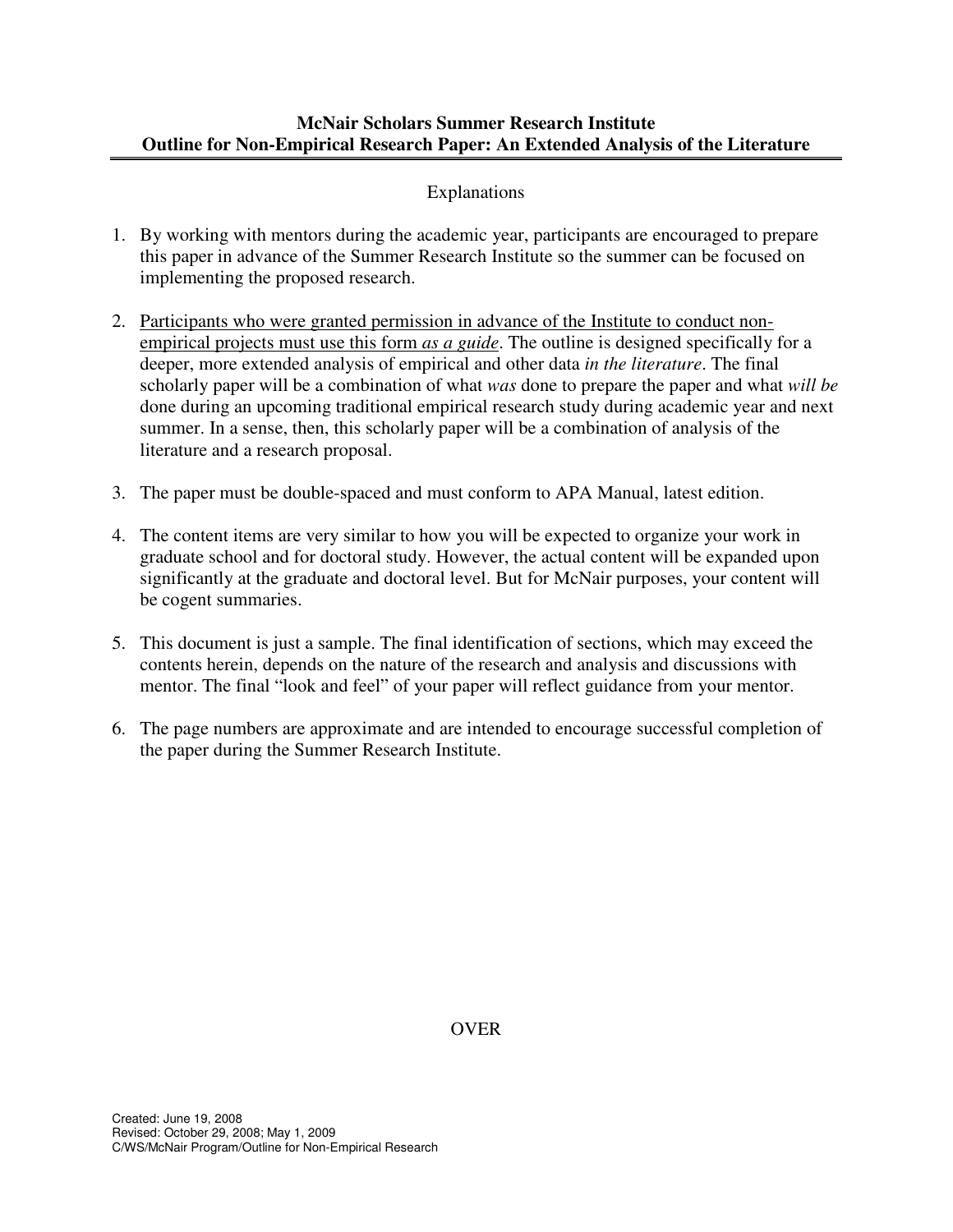**McNair Scholars Summer Research Institute**
**Outline for Non-Empirical Research Paper: An Extended Analysis of the Literature**

Explanations

1. By working with mentors during the academic year, participants are encouraged to prepare this paper in advance of the Summer Research Institute so the summer can be focused on implementing the proposed research.

2. <u>Participants who were granted permission in advance of the Institute to conduct non-empirical projects must use this form *as a guide*</u>. The outline is designed specifically for a deeper, more extended analysis of empirical and other data *in the literature*. The final scholarly paper will be a combination of what *was* done to prepare the paper and what *will be* done during an upcoming traditional empirical research study during academic year and next summer. In a sense, then, this scholarly paper will be a combination of analysis of the literature and a research proposal.

3. The paper must be double-spaced and must conform to APA Manual, latest edition.

4. The content items are very similar to how you will be expected to organize your work in graduate school and for doctoral study. However, the actual content will be expanded upon significantly at the graduate and doctoral level. But for McNair purposes, your content will be cogent summaries.

5. This document is just a sample. The final identification of sections, which may exceed the contents herein, depends on the nature of the research and analysis and discussions with mentor. The final "look and feel" of your paper will reflect guidance from your mentor.

6. The page numbers are approximate and are intended to encourage successful completion of the paper during the Summer Research Institute.

OVER

Created: June 19, 2008
Revised: October 29, 2008; May 1, 2009
C/WS/McNair Program/Outline for Non-Empirical Research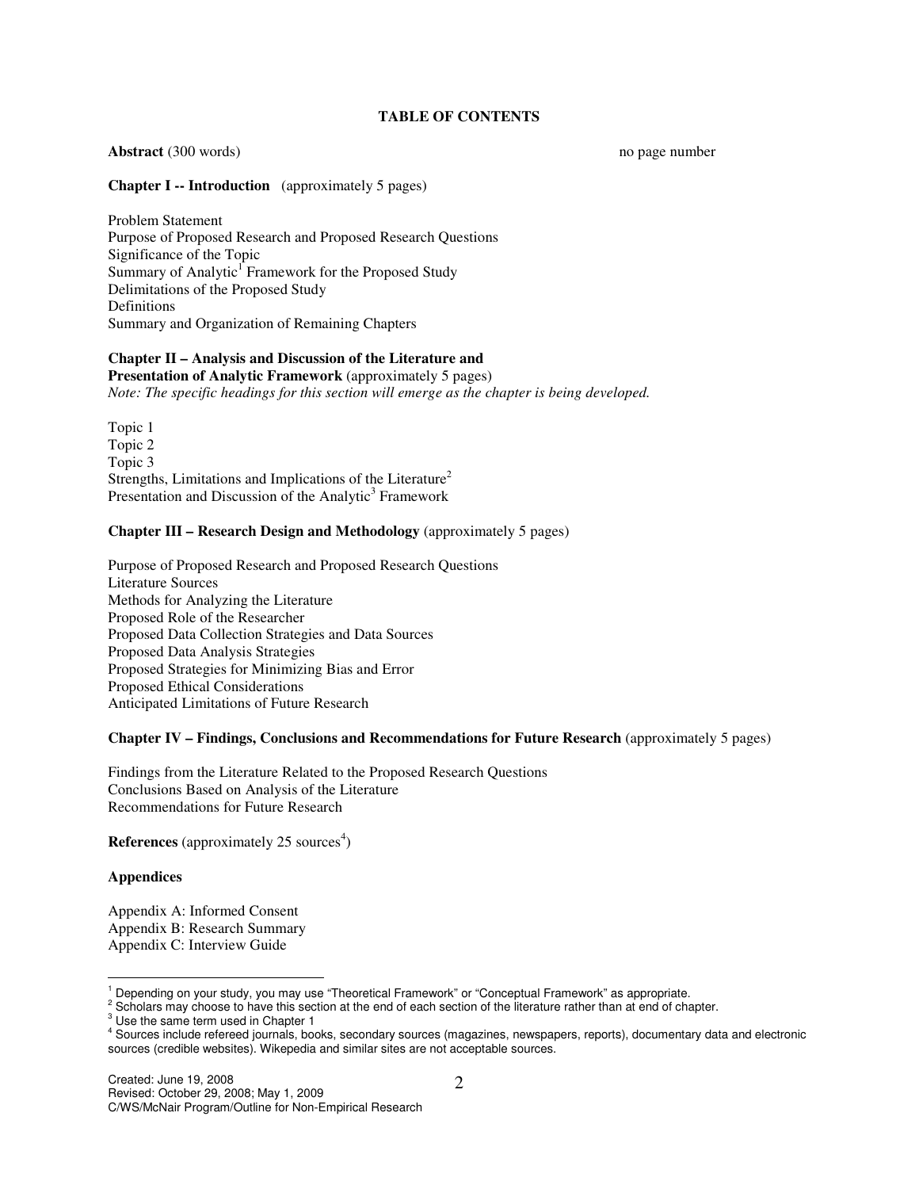**TABLE OF CONTENTS**

**Abstract** (300 words) no page number

**Chapter I -- Introduction** (approximately 5 pages)

Problem Statement
Purpose of Proposed Research and Proposed Research Questions
Significance of the Topic
Summary of Analytic[1] Framework for the Proposed Study
Delimitations of the Proposed Study
Definitions
Summary and Organization of Remaining Chapters

**Chapter II – Analysis and Discussion of the Literature and Presentation of Analytic Framework** (approximately 5 pages)
*Note: The specific headings for this section will emerge as the chapter is being developed.*

Topic 1
Topic 2
Topic 3
Strengths, Limitations and Implications of the Literature[2]
Presentation and Discussion of the Analytic[3] Framework

**Chapter III – Research Design and Methodology** (approximately 5 pages)

Purpose of Proposed Research and Proposed Research Questions
Literature Sources
Methods for Analyzing the Literature
Proposed Role of the Researcher
Proposed Data Collection Strategies and Data Sources
Proposed Data Analysis Strategies
Proposed Strategies for Minimizing Bias and Error
Proposed Ethical Considerations
Anticipated Limitations of Future Research

**Chapter IV – Findings, Conclusions and Recommendations for Future Research** (approximately 5 pages)

Findings from the Literature Related to the Proposed Research Questions
Conclusions Based on Analysis of the Literature
Recommendations for Future Research

**References** (approximately 25 sources[4])

**Appendices**

Appendix A: Informed Consent
Appendix B: Research Summary
Appendix C: Interview Guide

---

[1] Depending on your study, you may use "Theoretical Framework" or "Conceptual Framework" as appropriate.
[2] Scholars may choose to have this section at the end of each section of the literature rather than at end of chapter.
[3] Use the same term used in Chapter 1
[4] Sources include refereed journals, books, secondary sources (magazines, newspapers, reports), documentary data and electronic sources (credible websites). Wikepedia and similar sites are not acceptable sources.

Created: June 19, 2008
Revised: October 29, 2008; May 1, 2009
C/WS/McNair Program/Outline for Non-Empirical Research